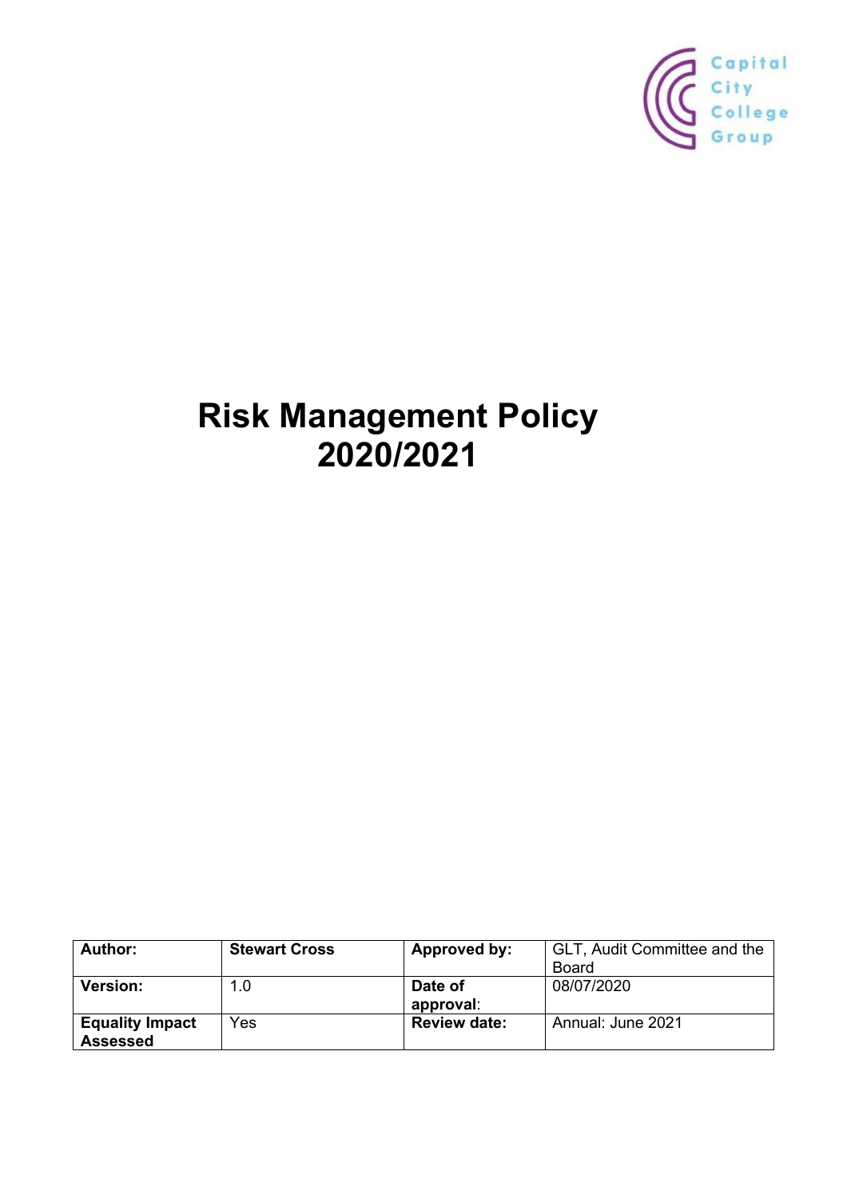Capital City College Group

# Risk Management Policy 2020/2021

| **Author:** | **Stewart Cross** | **Approved by:** | GLT, Audit Committee and the Board |
|---|---|---|---|
| **Version:** | 1.0 | **Date of approval**: | 08/07/2020 |
| **Equality Impact Assessed** | Yes | **Review date:** | Annual: June 2021 |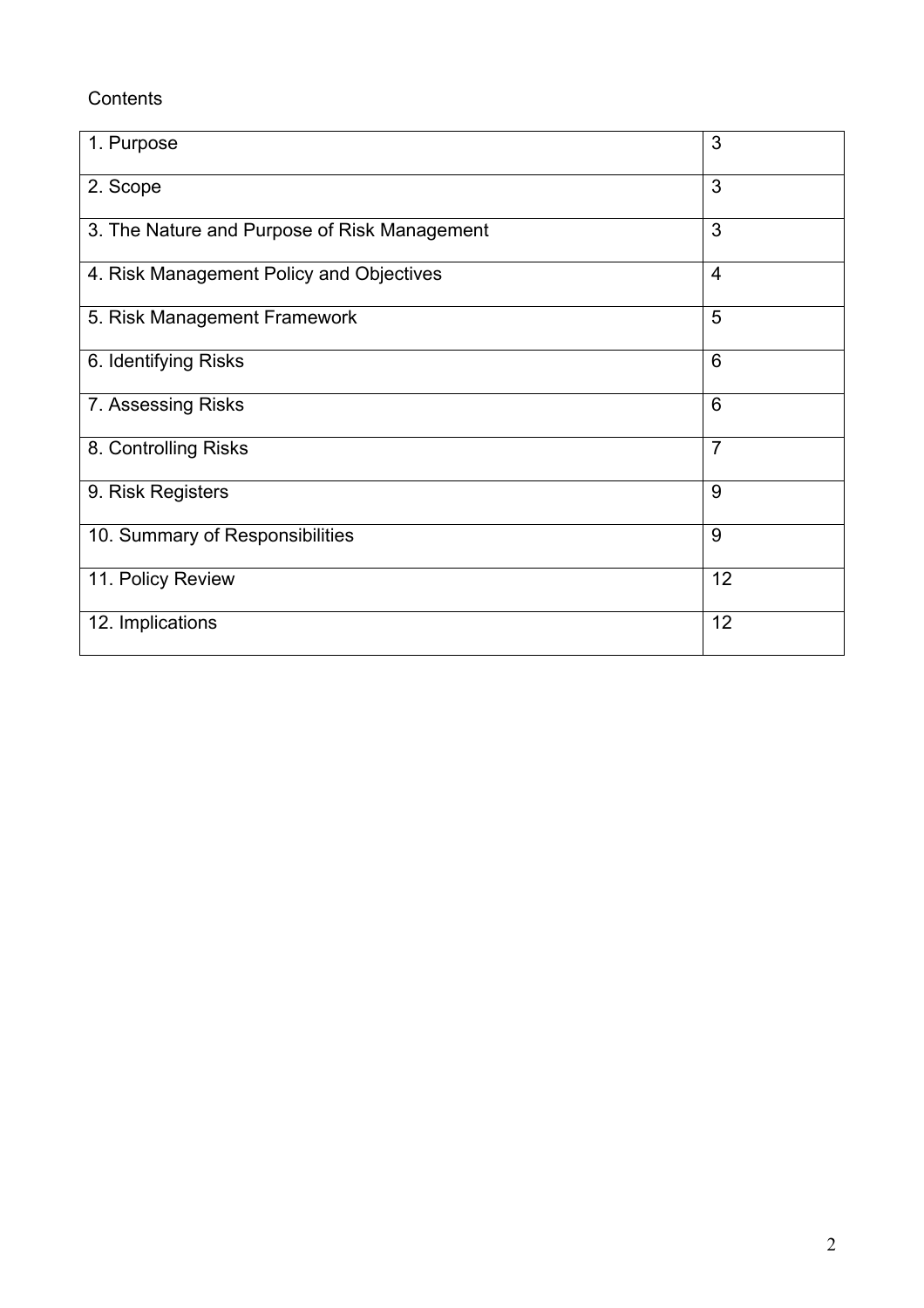Contents

| | |
|---|---|
| 1. Purpose | 3 |
| 2. Scope | 3 |
| 3. The Nature and Purpose of Risk Management | 3 |
| 4. Risk Management Policy and Objectives | 4 |
| 5. Risk Management Framework | 5 |
| 6. Identifying Risks | 6 |
| 7. Assessing Risks | 6 |
| 8. Controlling Risks | 7 |
| 9. Risk Registers | 9 |
| 10. Summary of Responsibilities | 9 |
| 11. Policy Review | 12 |
| 12. Implications | 12 |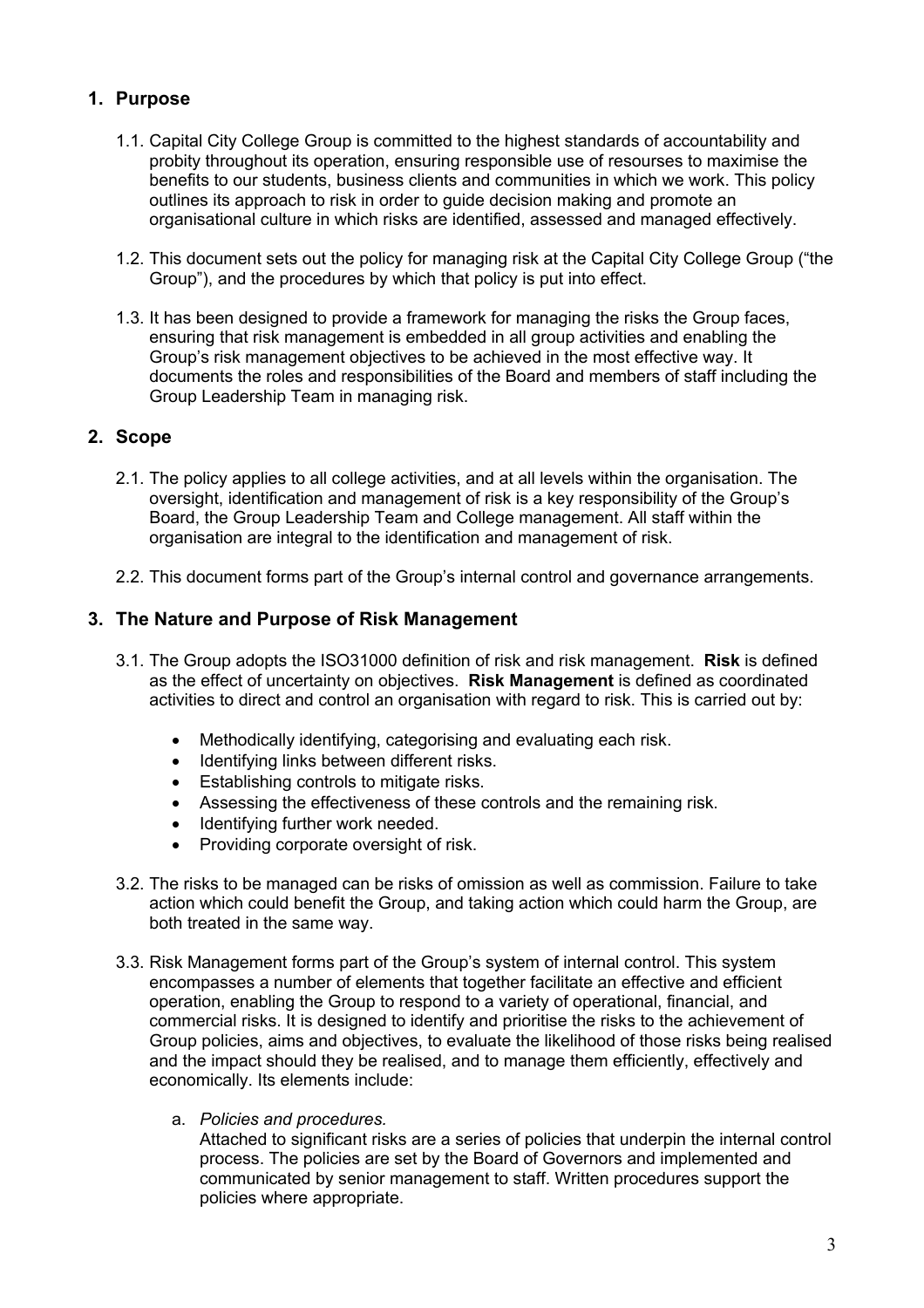## 1. Purpose

1.1. Capital City College Group is committed to the highest standards of accountability and probity throughout its operation, ensuring responsible use of resourses to maximise the benefits to our students, business clients and communities in which we work. This policy outlines its approach to risk in order to guide decision making and promote an organisational culture in which risks are identified, assessed and managed effectively.

1.2. This document sets out the policy for managing risk at the Capital City College Group ("the Group"), and the procedures by which that policy is put into effect.

1.3. It has been designed to provide a framework for managing the risks the Group faces, ensuring that risk management is embedded in all group activities and enabling the Group's risk management objectives to be achieved in the most effective way. It documents the roles and responsibilities of the Board and members of staff including the Group Leadership Team in managing risk.

## 2. Scope

2.1. The policy applies to all college activities, and at all levels within the organisation. The oversight, identification and management of risk is a key responsibility of the Group's Board, the Group Leadership Team and College management. All staff within the organisation are integral to the identification and management of risk.

2.2. This document forms part of the Group's internal control and governance arrangements.

## 3. The Nature and Purpose of Risk Management

3.1. The Group adopts the ISO31000 definition of risk and risk management. **Risk** is defined as the effect of uncertainty on objectives. **Risk Management** is defined as coordinated activities to direct and control an organisation with regard to risk. This is carried out by:

- Methodically identifying, categorising and evaluating each risk.
- Identifying links between different risks.
- Establishing controls to mitigate risks.
- Assessing the effectiveness of these controls and the remaining risk.
- Identifying further work needed.
- Providing corporate oversight of risk.

3.2. The risks to be managed can be risks of omission as well as commission. Failure to take action which could benefit the Group, and taking action which could harm the Group, are both treated in the same way.

3.3. Risk Management forms part of the Group's system of internal control. This system encompasses a number of elements that together facilitate an effective and efficient operation, enabling the Group to respond to a variety of operational, financial, and commercial risks. It is designed to identify and prioritise the risks to the achievement of Group policies, aims and objectives, to evaluate the likelihood of those risks being realised and the impact should they be realised, and to manage them efficiently, effectively and economically. Its elements include:

a. *Policies and procedures.*
   Attached to significant risks are a series of policies that underpin the internal control process. The policies are set by the Board of Governors and implemented and communicated by senior management to staff. Written procedures support the policies where appropriate.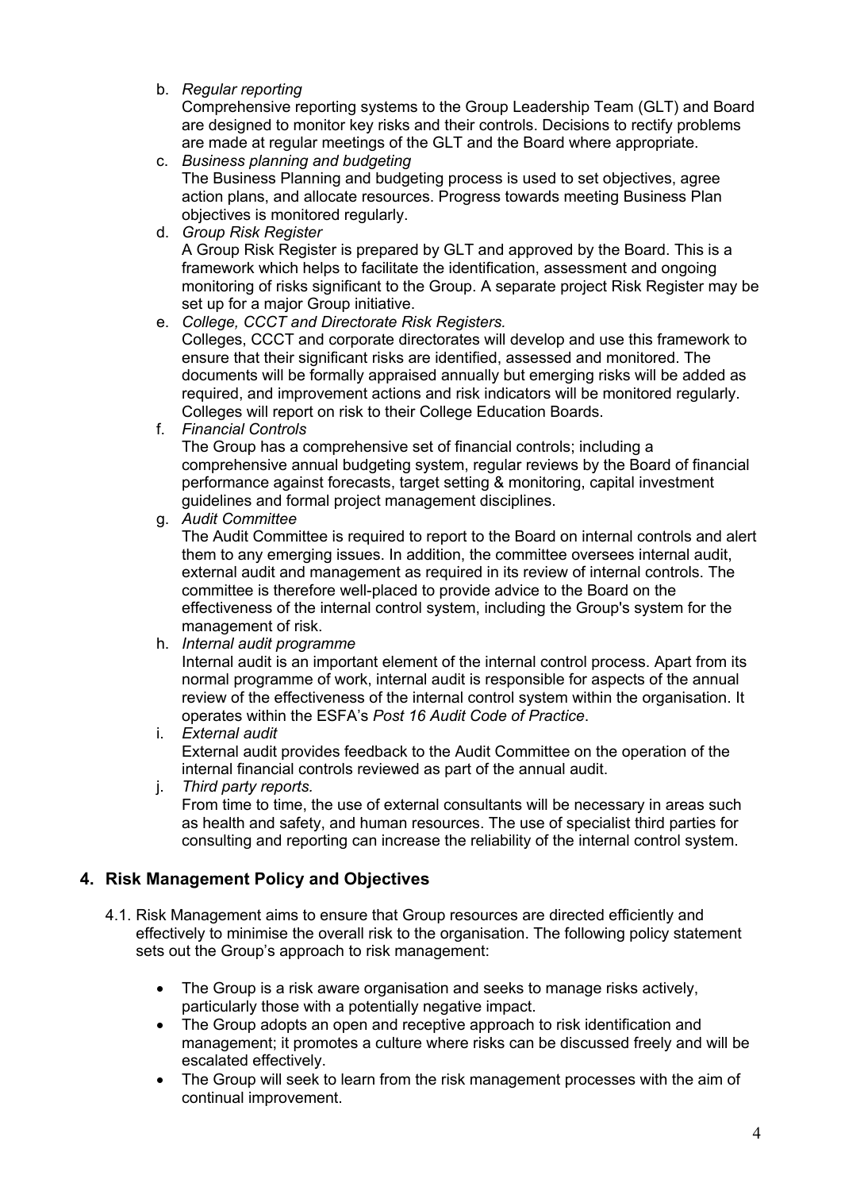b. *Regular reporting*
   Comprehensive reporting systems to the Group Leadership Team (GLT) and Board are designed to monitor key risks and their controls. Decisions to rectify problems are made at regular meetings of the GLT and the Board where appropriate.
c. *Business planning and budgeting*
   The Business Planning and budgeting process is used to set objectives, agree action plans, and allocate resources. Progress towards meeting Business Plan objectives is monitored regularly.
d. *Group Risk Register*
   A Group Risk Register is prepared by GLT and approved by the Board. This is a framework which helps to facilitate the identification, assessment and ongoing monitoring of risks significant to the Group. A separate project Risk Register may be set up for a major Group initiative.
e. *College, CCCT and Directorate Risk Registers.*
   Colleges, CCCT and corporate directorates will develop and use this framework to ensure that their significant risks are identified, assessed and monitored. The documents will be formally appraised annually but emerging risks will be added as required, and improvement actions and risk indicators will be monitored regularly. Colleges will report on risk to their College Education Boards.
f. *Financial Controls*
   The Group has a comprehensive set of financial controls; including a comprehensive annual budgeting system, regular reviews by the Board of financial performance against forecasts, target setting & monitoring, capital investment guidelines and formal project management disciplines.
g. *Audit Committee*
   The Audit Committee is required to report to the Board on internal controls and alert them to any emerging issues. In addition, the committee oversees internal audit, external audit and management as required in its review of internal controls. The committee is therefore well-placed to provide advice to the Board on the effectiveness of the internal control system, including the Group's system for the management of risk.
h. *Internal audit programme*
   Internal audit is an important element of the internal control process. Apart from its normal programme of work, internal audit is responsible for aspects of the annual review of the effectiveness of the internal control system within the organisation. It operates within the ESFA's *Post 16 Audit Code of Practice*.
i. *External audit*
   External audit provides feedback to the Audit Committee on the operation of the internal financial controls reviewed as part of the annual audit.
j. *Third party reports.*
   From time to time, the use of external consultants will be necessary in areas such as health and safety, and human resources. The use of specialist third parties for consulting and reporting can increase the reliability of the internal control system.

## 4. Risk Management Policy and Objectives

4.1. Risk Management aims to ensure that Group resources are directed efficiently and effectively to minimise the overall risk to the organisation. The following policy statement sets out the Group's approach to risk management:

- The Group is a risk aware organisation and seeks to manage risks actively, particularly those with a potentially negative impact.
- The Group adopts an open and receptive approach to risk identification and management; it promotes a culture where risks can be discussed freely and will be escalated effectively.
- The Group will seek to learn from the risk management processes with the aim of continual improvement.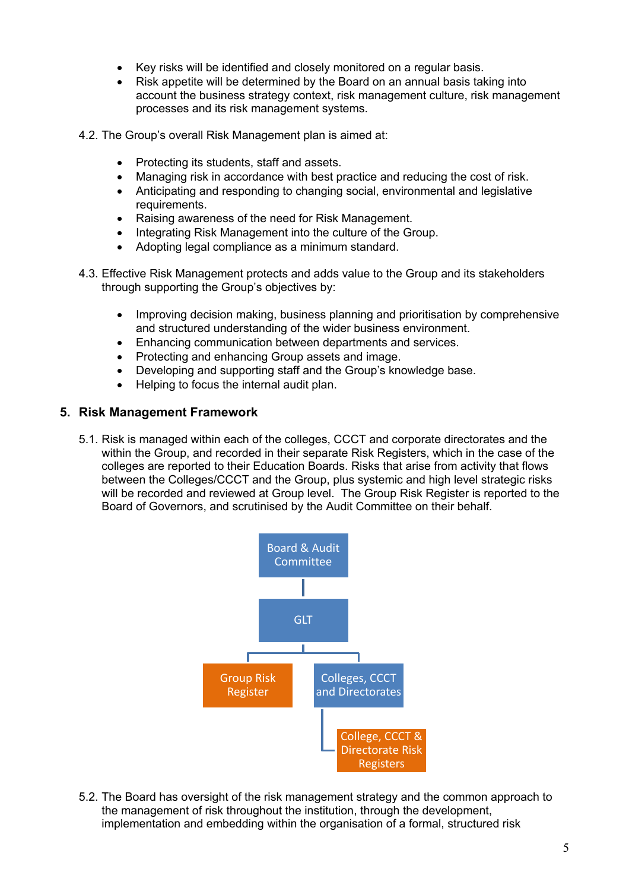- Key risks will be identified and closely monitored on a regular basis.
- Risk appetite will be determined by the Board on an annual basis taking into account the business strategy context, risk management culture, risk management processes and its risk management systems.

4.2. The Group's overall Risk Management plan is aimed at:

- Protecting its students, staff and assets.
- Managing risk in accordance with best practice and reducing the cost of risk.
- Anticipating and responding to changing social, environmental and legislative requirements.
- Raising awareness of the need for Risk Management.
- Integrating Risk Management into the culture of the Group.
- Adopting legal compliance as a minimum standard.

4.3. Effective Risk Management protects and adds value to the Group and its stakeholders through supporting the Group's objectives by:

- Improving decision making, business planning and prioritisation by comprehensive and structured understanding of the wider business environment.
- Enhancing communication between departments and services.
- Protecting and enhancing Group assets and image.
- Developing and supporting staff and the Group's knowledge base.
- Helping to focus the internal audit plan.

## 5. Risk Management Framework

5.1. Risk is managed within each of the colleges, CCCT and corporate directorates and the within the Group, and recorded in their separate Risk Registers, which in the case of the colleges are reported to their Education Boards. Risks that arise from activity that flows between the Colleges/CCCT and the Group, plus systemic and high level strategic risks will be recorded and reviewed at Group level. The Group Risk Register is reported to the Board of Governors, and scrutinised by the Audit Committee on their behalf.

Board & Audit Committee

GLT

Group Risk Register

Colleges, CCCT and Directorates

College, CCCT & Directorate Risk Registers

5.2. The Board has oversight of the risk management strategy and the common approach to the management of risk throughout the institution, through the development, implementation and embedding within the organisation of a formal, structured risk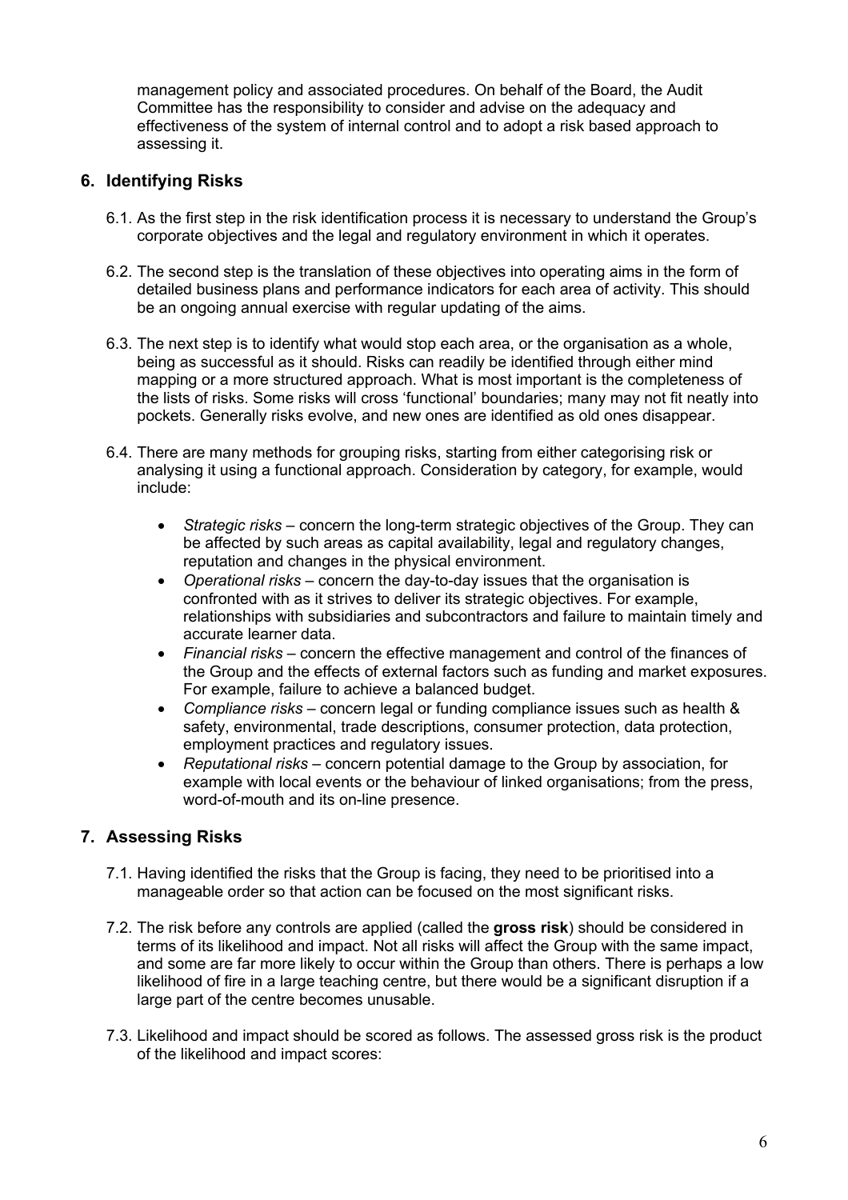management policy and associated procedures. On behalf of the Board, the Audit Committee has the responsibility to consider and advise on the adequacy and effectiveness of the system of internal control and to adopt a risk based approach to assessing it.

## 6. Identifying Risks

6.1. As the first step in the risk identification process it is necessary to understand the Group's corporate objectives and the legal and regulatory environment in which it operates.

6.2. The second step is the translation of these objectives into operating aims in the form of detailed business plans and performance indicators for each area of activity. This should be an ongoing annual exercise with regular updating of the aims.

6.3. The next step is to identify what would stop each area, or the organisation as a whole, being as successful as it should. Risks can readily be identified through either mind mapping or a more structured approach. What is most important is the completeness of the lists of risks. Some risks will cross 'functional' boundaries; many may not fit neatly into pockets. Generally risks evolve, and new ones are identified as old ones disappear.

6.4. There are many methods for grouping risks, starting from either categorising risk or analysing it using a functional approach. Consideration by category, for example, would include:

- *Strategic risks* – concern the long-term strategic objectives of the Group. They can be affected by such areas as capital availability, legal and regulatory changes, reputation and changes in the physical environment.
- *Operational risks* – concern the day-to-day issues that the organisation is confronted with as it strives to deliver its strategic objectives. For example, relationships with subsidiaries and subcontractors and failure to maintain timely and accurate learner data.
- *Financial risks* – concern the effective management and control of the finances of the Group and the effects of external factors such as funding and market exposures. For example, failure to achieve a balanced budget.
- *Compliance risks* – concern legal or funding compliance issues such as health & safety, environmental, trade descriptions, consumer protection, data protection, employment practices and regulatory issues.
- *Reputational risks* – concern potential damage to the Group by association, for example with local events or the behaviour of linked organisations; from the press, word-of-mouth and its on-line presence.

## 7. Assessing Risks

7.1. Having identified the risks that the Group is facing, they need to be prioritised into a manageable order so that action can be focused on the most significant risks.

7.2. The risk before any controls are applied (called the **gross risk**) should be considered in terms of its likelihood and impact. Not all risks will affect the Group with the same impact, and some are far more likely to occur within the Group than others. There is perhaps a low likelihood of fire in a large teaching centre, but there would be a significant disruption if a large part of the centre becomes unusable.

7.3. Likelihood and impact should be scored as follows. The assessed gross risk is the product of the likelihood and impact scores: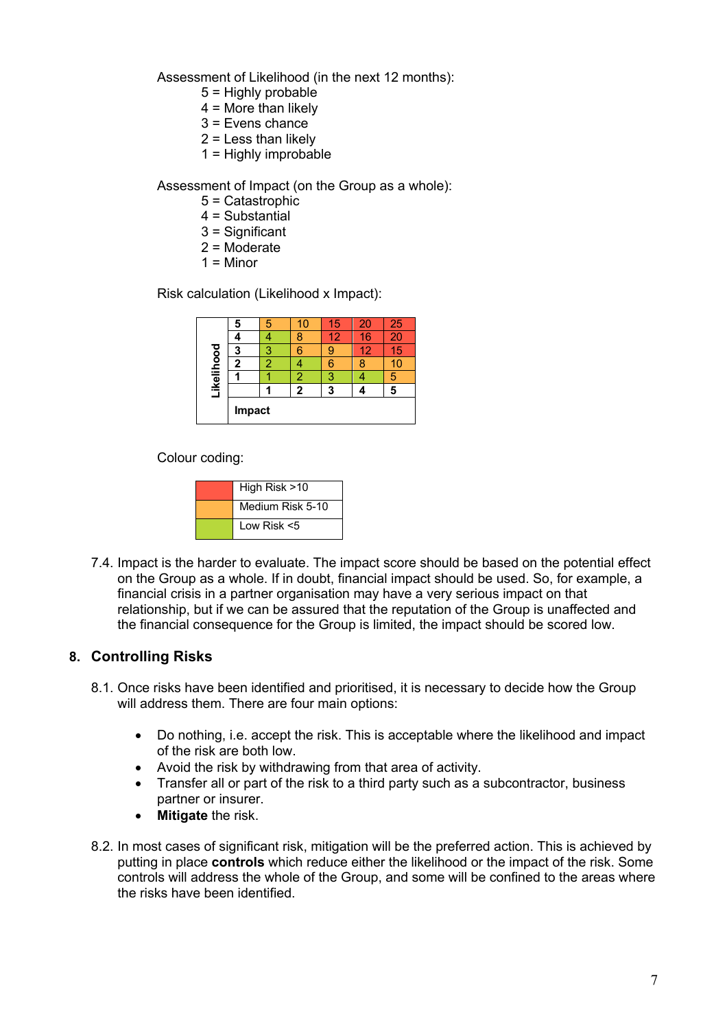Assessment of Likelihood (in the next 12 months):

- 5 = Highly probable
- 4 = More than likely
- 3 = Evens chance
- 2 = Less than likely
- 1 = Highly improbable

Assessment of Impact (on the Group as a whole):

- 5 = Catastrophic
- 4 = Substantial
- 3 = Significant
- 2 = Moderate
- 1 = Minor

Risk calculation (Likelihood x Impact):

| Likelihood | | | | | |
|---|---|---|---|---|---|
| **5** | 5 | 10 | 15 | 20 | 25 |
| **4** | 4 | 8 | 12 | 16 | 20 |
| **3** | 3 | 6 | 9 | 12 | 15 |
| **2** | 2 | 4 | 6 | 8 | 10 |
| **1** | 1 | 2 | 3 | 4 | 5 |
| | **1** | **2** | **3** | **4** | **5** |
| **Impact** | | | | | |

Colour coding:

| Colour | Risk |
|---|---|
| Red | High Risk >10 |
| Orange | Medium Risk 5-10 |
| Green | Low Risk <5 |

7.4. Impact is the harder to evaluate. The impact score should be based on the potential effect on the Group as a whole. If in doubt, financial impact should be used. So, for example, a financial crisis in a partner organisation may have a very serious impact on that relationship, but if we can be assured that the reputation of the Group is unaffected and the financial consequence for the Group is limited, the impact should be scored low.

## 8. Controlling Risks

8.1. Once risks have been identified and prioritised, it is necessary to decide how the Group will address them. There are four main options:

- Do nothing, i.e. accept the risk. This is acceptable where the likelihood and impact of the risk are both low.
- Avoid the risk by withdrawing from that area of activity.
- Transfer all or part of the risk to a third party such as a subcontractor, business partner or insurer.
- **Mitigate** the risk.

8.2. In most cases of significant risk, mitigation will be the preferred action. This is achieved by putting in place **controls** which reduce either the likelihood or the impact of the risk. Some controls will address the whole of the Group, and some will be confined to the areas where the risks have been identified.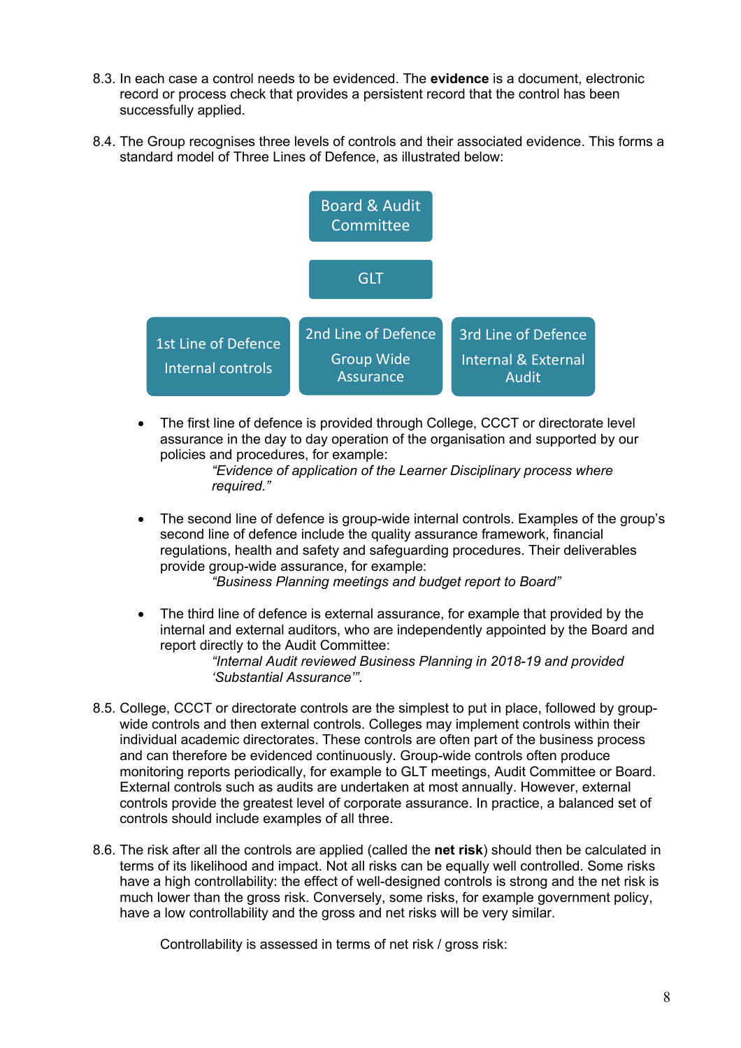8.3. In each case a control needs to be evidenced. The **evidence** is a document, electronic record or process check that provides a persistent record that the control has been successfully applied.

8.4. The Group recognises three levels of controls and their associated evidence. This forms a standard model of Three Lines of Defence, as illustrated below:

Board & Audit Committee

GLT

| 1st Line of Defence | 2nd Line of Defence | 3rd Line of Defence |
| --- | --- | --- |
| Internal controls | Group Wide Assurance | Internal & External Audit |

- The first line of defence is provided through College, CCCT or directorate level assurance in the day to day operation of the organisation and supported by our policies and procedures, for example:

  *"Evidence of application of the Learner Disciplinary process where required."*

- The second line of defence is group-wide internal controls. Examples of the group's second line of defence include the quality assurance framework, financial regulations, health and safety and safeguarding procedures. Their deliverables provide group-wide assurance, for example:

  *"Business Planning meetings and budget report to Board"*

- The third line of defence is external assurance, for example that provided by the internal and external auditors, who are independently appointed by the Board and report directly to the Audit Committee:

  *"Internal Audit reviewed Business Planning in 2018-19 and provided 'Substantial Assurance'".*

8.5. College, CCCT or directorate controls are the simplest to put in place, followed by group-wide controls and then external controls. Colleges may implement controls within their individual academic directorates. These controls are often part of the business process and can therefore be evidenced continuously. Group-wide controls often produce monitoring reports periodically, for example to GLT meetings, Audit Committee or Board. External controls such as audits are undertaken at most annually. However, external controls provide the greatest level of corporate assurance. In practice, a balanced set of controls should include examples of all three.

8.6. The risk after all the controls are applied (called the **net risk**) should then be calculated in terms of its likelihood and impact. Not all risks can be equally well controlled. Some risks have a high controllability: the effect of well-designed controls is strong and the net risk is much lower than the gross risk. Conversely, some risks, for example government policy, have a low controllability and the gross and net risks will be very similar.

Controllability is assessed in terms of net risk / gross risk: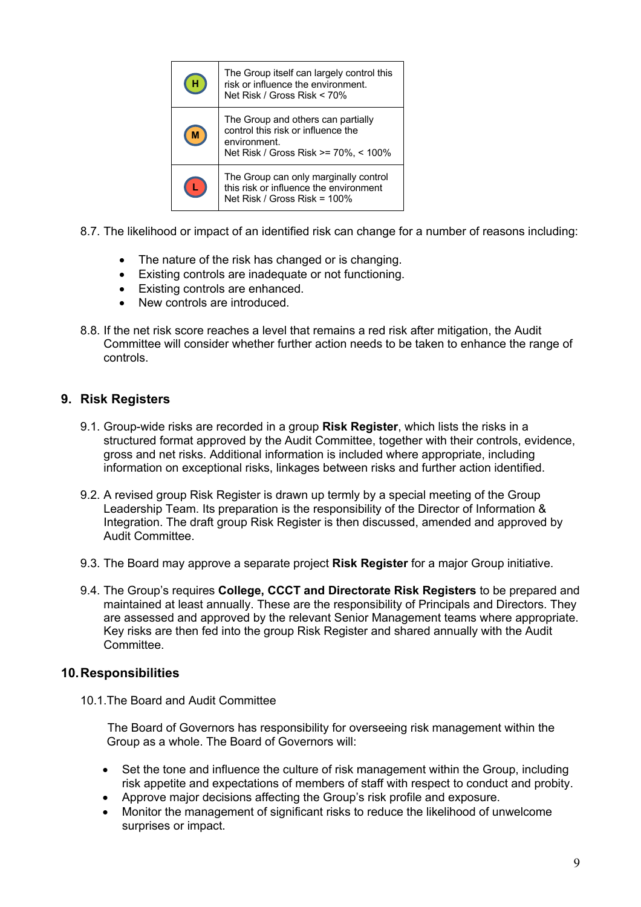| | |
|---|---|
| H | The Group itself can largely control this risk or influence the environment.<br>Net Risk / Gross Risk < 70% |
| M | The Group and others can partially control this risk or influence the environment.<br>Net Risk / Gross Risk >= 70%, < 100% |
| L | The Group can only marginally control this risk or influence the environment<br>Net Risk / Gross Risk = 100% |

8.7. The likelihood or impact of an identified risk can change for a number of reasons including:

- The nature of the risk has changed or is changing.
- Existing controls are inadequate or not functioning.
- Existing controls are enhanced.
- New controls are introduced.

8.8. If the net risk score reaches a level that remains a red risk after mitigation, the Audit Committee will consider whether further action needs to be taken to enhance the range of controls.

## 9. Risk Registers

9.1. Group-wide risks are recorded in a group **Risk Register**, which lists the risks in a structured format approved by the Audit Committee, together with their controls, evidence, gross and net risks. Additional information is included where appropriate, including information on exceptional risks, linkages between risks and further action identified.

9.2. A revised group Risk Register is drawn up termly by a special meeting of the Group Leadership Team. Its preparation is the responsibility of the Director of Information & Integration. The draft group Risk Register is then discussed, amended and approved by Audit Committee.

9.3. The Board may approve a separate project **Risk Register** for a major Group initiative.

9.4. The Group's requires **College, CCCT and Directorate Risk Registers** to be prepared and maintained at least annually. These are the responsibility of Principals and Directors. They are assessed and approved by the relevant Senior Management teams where appropriate. Key risks are then fed into the group Risk Register and shared annually with the Audit Committee.

## 10. Responsibilities

10.1. The Board and Audit Committee

The Board of Governors has responsibility for overseeing risk management within the Group as a whole. The Board of Governors will:

- Set the tone and influence the culture of risk management within the Group, including risk appetite and expectations of members of staff with respect to conduct and probity.
- Approve major decisions affecting the Group's risk profile and exposure.
- Monitor the management of significant risks to reduce the likelihood of unwelcome surprises or impact.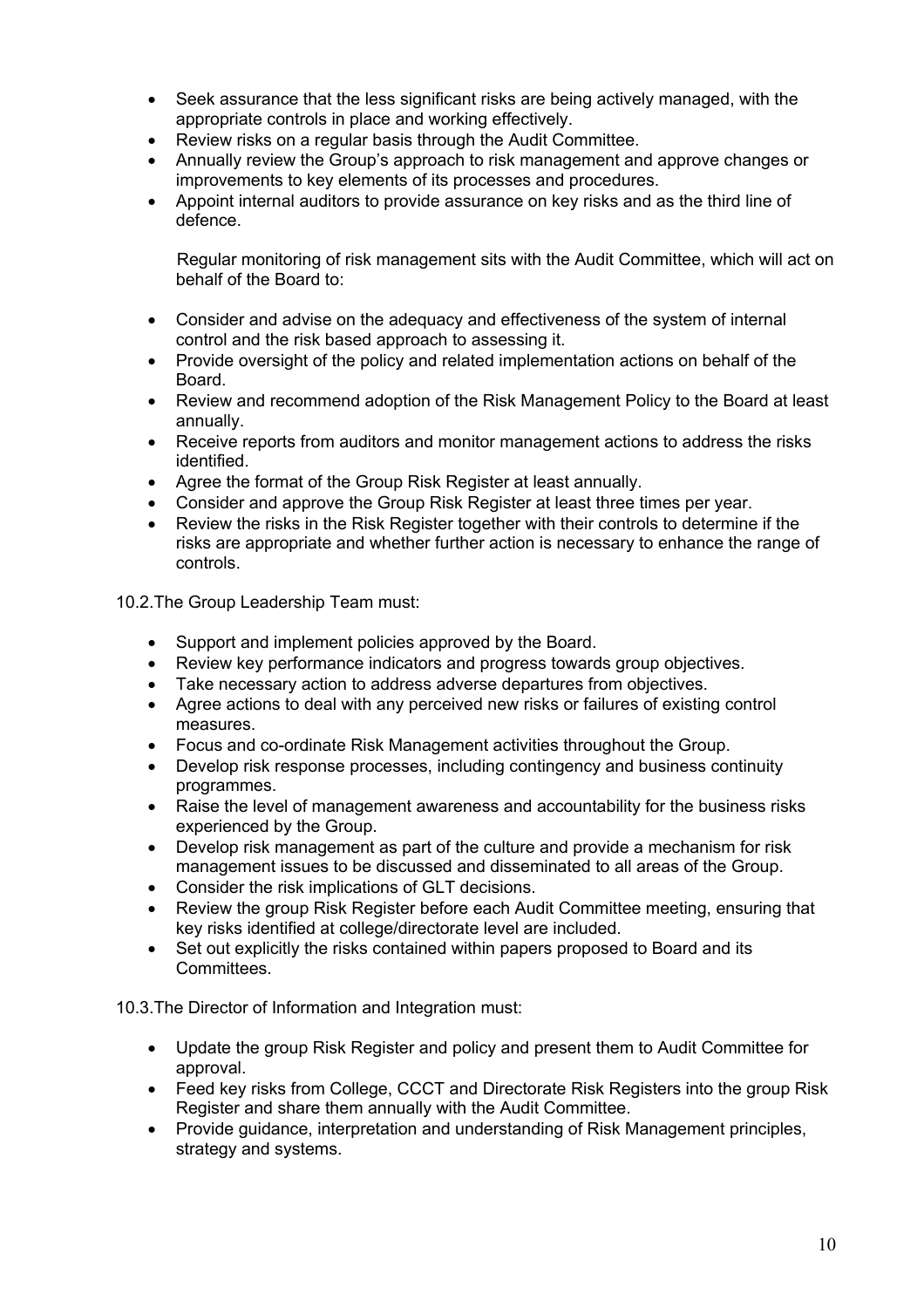- Seek assurance that the less significant risks are being actively managed, with the appropriate controls in place and working effectively.
- Review risks on a regular basis through the Audit Committee.
- Annually review the Group's approach to risk management and approve changes or improvements to key elements of its processes and procedures.
- Appoint internal auditors to provide assurance on key risks and as the third line of defence.

Regular monitoring of risk management sits with the Audit Committee, which will act on behalf of the Board to:

- Consider and advise on the adequacy and effectiveness of the system of internal control and the risk based approach to assessing it.
- Provide oversight of the policy and related implementation actions on behalf of the Board.
- Review and recommend adoption of the Risk Management Policy to the Board at least annually.
- Receive reports from auditors and monitor management actions to address the risks identified.
- Agree the format of the Group Risk Register at least annually.
- Consider and approve the Group Risk Register at least three times per year.
- Review the risks in the Risk Register together with their controls to determine if the risks are appropriate and whether further action is necessary to enhance the range of controls.

10.2. The Group Leadership Team must:

- Support and implement policies approved by the Board.
- Review key performance indicators and progress towards group objectives.
- Take necessary action to address adverse departures from objectives.
- Agree actions to deal with any perceived new risks or failures of existing control measures.
- Focus and co-ordinate Risk Management activities throughout the Group.
- Develop risk response processes, including contingency and business continuity programmes.
- Raise the level of management awareness and accountability for the business risks experienced by the Group.
- Develop risk management as part of the culture and provide a mechanism for risk management issues to be discussed and disseminated to all areas of the Group.
- Consider the risk implications of GLT decisions.
- Review the group Risk Register before each Audit Committee meeting, ensuring that key risks identified at college/directorate level are included.
- Set out explicitly the risks contained within papers proposed to Board and its Committees.

10.3. The Director of Information and Integration must:

- Update the group Risk Register and policy and present them to Audit Committee for approval.
- Feed key risks from College, CCCT and Directorate Risk Registers into the group Risk Register and share them annually with the Audit Committee.
- Provide guidance, interpretation and understanding of Risk Management principles, strategy and systems.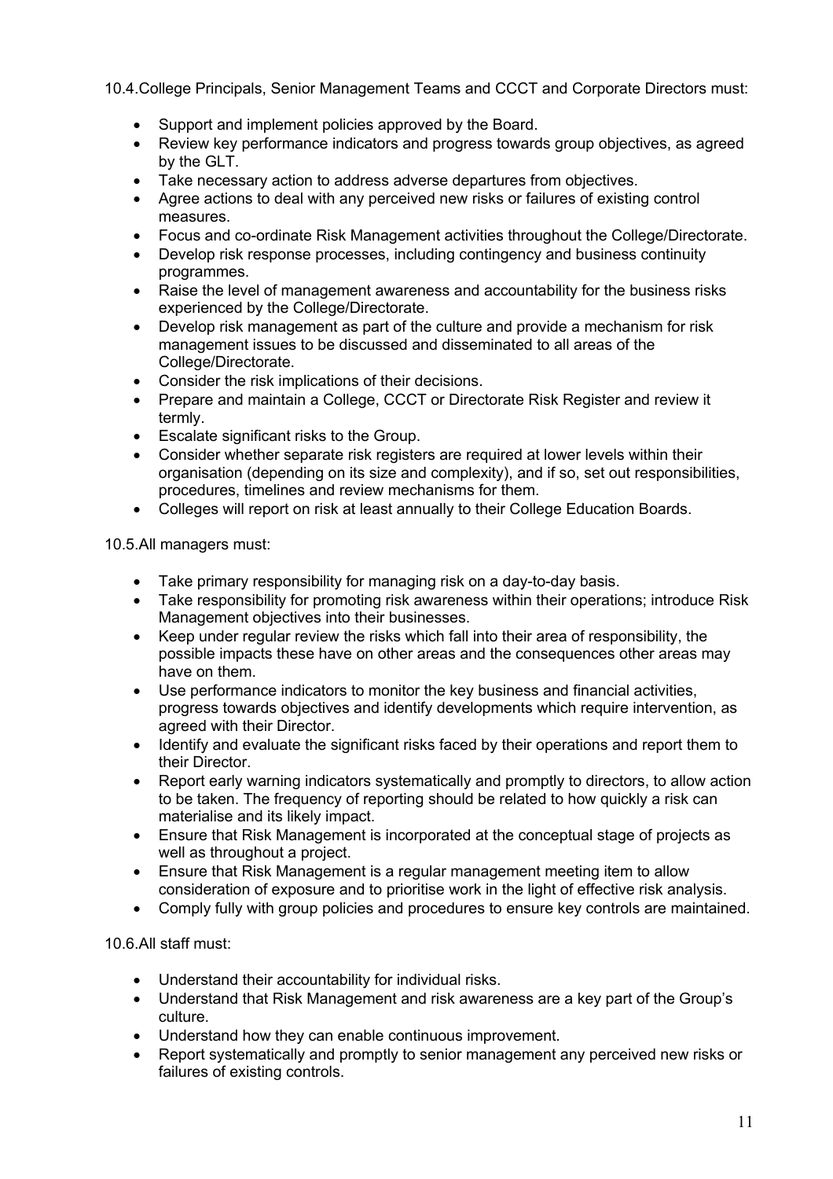10.4.College Principals, Senior Management Teams and CCCT and Corporate Directors must:

- Support and implement policies approved by the Board.
- Review key performance indicators and progress towards group objectives, as agreed by the GLT.
- Take necessary action to address adverse departures from objectives.
- Agree actions to deal with any perceived new risks or failures of existing control measures.
- Focus and co-ordinate Risk Management activities throughout the College/Directorate.
- Develop risk response processes, including contingency and business continuity programmes.
- Raise the level of management awareness and accountability for the business risks experienced by the College/Directorate.
- Develop risk management as part of the culture and provide a mechanism for risk management issues to be discussed and disseminated to all areas of the College/Directorate.
- Consider the risk implications of their decisions.
- Prepare and maintain a College, CCCT or Directorate Risk Register and review it termly.
- Escalate significant risks to the Group.
- Consider whether separate risk registers are required at lower levels within their organisation (depending on its size and complexity), and if so, set out responsibilities, procedures, timelines and review mechanisms for them.
- Colleges will report on risk at least annually to their College Education Boards.

10.5.All managers must:

- Take primary responsibility for managing risk on a day-to-day basis.
- Take responsibility for promoting risk awareness within their operations; introduce Risk Management objectives into their businesses.
- Keep under regular review the risks which fall into their area of responsibility, the possible impacts these have on other areas and the consequences other areas may have on them.
- Use performance indicators to monitor the key business and financial activities, progress towards objectives and identify developments which require intervention, as agreed with their Director.
- Identify and evaluate the significant risks faced by their operations and report them to their Director.
- Report early warning indicators systematically and promptly to directors, to allow action to be taken. The frequency of reporting should be related to how quickly a risk can materialise and its likely impact.
- Ensure that Risk Management is incorporated at the conceptual stage of projects as well as throughout a project.
- Ensure that Risk Management is a regular management meeting item to allow consideration of exposure and to prioritise work in the light of effective risk analysis.
- Comply fully with group policies and procedures to ensure key controls are maintained.

10.6.All staff must:

- Understand their accountability for individual risks.
- Understand that Risk Management and risk awareness are a key part of the Group's culture.
- Understand how they can enable continuous improvement.
- Report systematically and promptly to senior management any perceived new risks or failures of existing controls.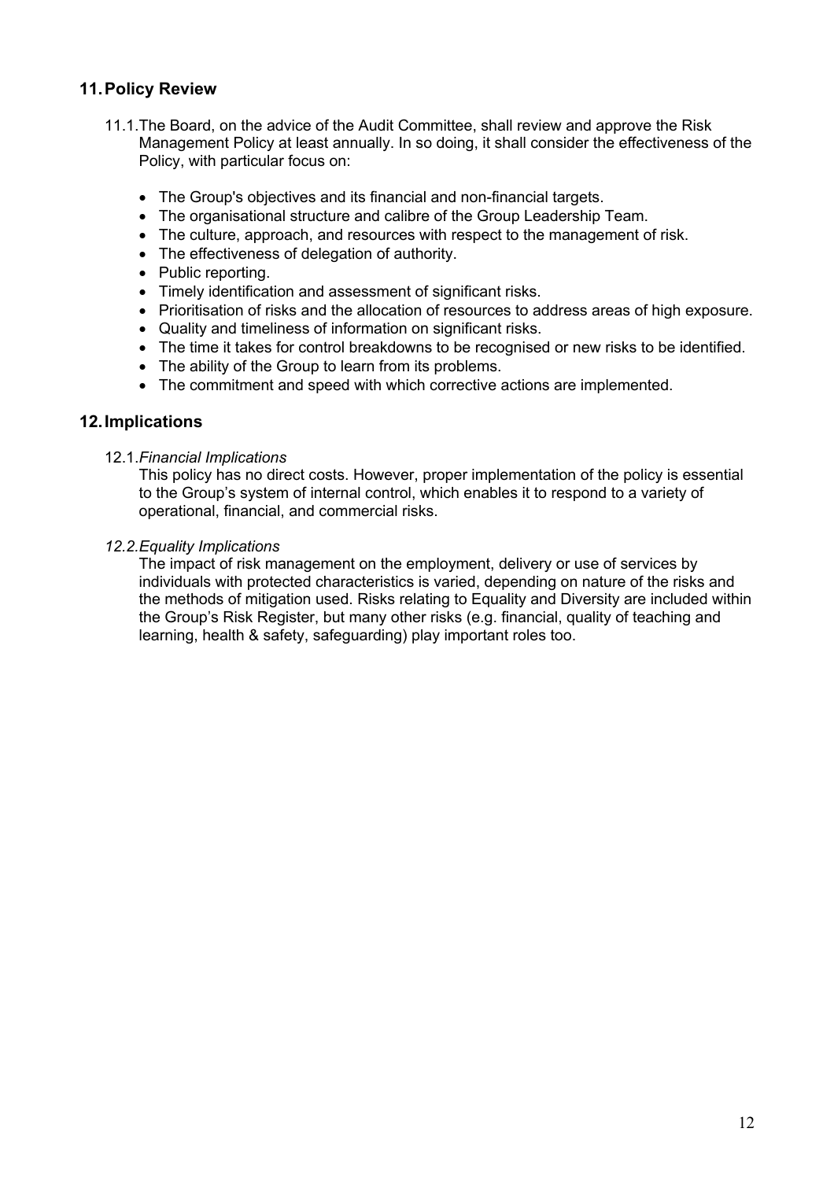## 11. Policy Review

11.1. The Board, on the advice of the Audit Committee, shall review and approve the Risk Management Policy at least annually. In so doing, it shall consider the effectiveness of the Policy, with particular focus on:

- The Group's objectives and its financial and non-financial targets.
- The organisational structure and calibre of the Group Leadership Team.
- The culture, approach, and resources with respect to the management of risk.
- The effectiveness of delegation of authority.
- Public reporting.
- Timely identification and assessment of significant risks.
- Prioritisation of risks and the allocation of resources to address areas of high exposure.
- Quality and timeliness of information on significant risks.
- The time it takes for control breakdowns to be recognised or new risks to be identified.
- The ability of the Group to learn from its problems.
- The commitment and speed with which corrective actions are implemented.

## 12. Implications

12.1. *Financial Implications*

This policy has no direct costs. However, proper implementation of the policy is essential to the Group's system of internal control, which enables it to respond to a variety of operational, financial, and commercial risks.

*12.2. Equality Implications*

The impact of risk management on the employment, delivery or use of services by individuals with protected characteristics is varied, depending on nature of the risks and the methods of mitigation used. Risks relating to Equality and Diversity are included within the Group's Risk Register, but many other risks (e.g. financial, quality of teaching and learning, health & safety, safeguarding) play important roles too.